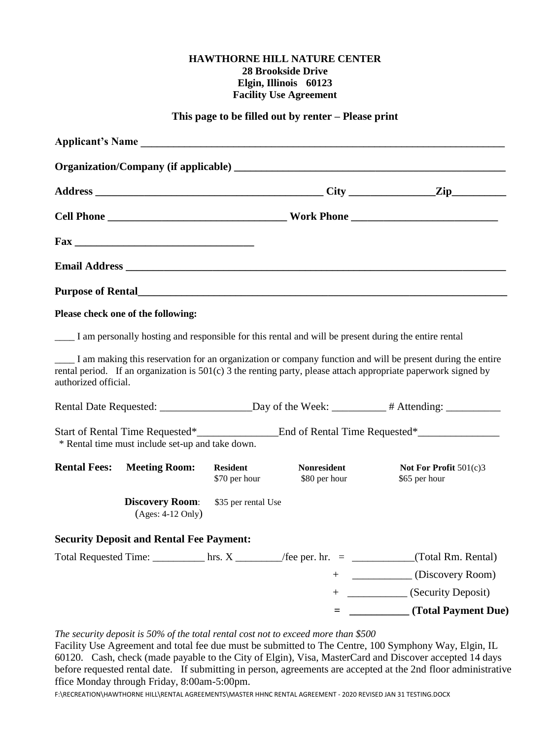**HAWTHORNE HILL NATURE CENTER**
**28 Brookside Drive**
**Elgin, Illinois 60123**
**Facility Use Agreement**

**This page to be filled out by renter – Please print**

**Applicant's Name** ______________________________________________________________________

**Organization/Company (if applicable)** _______________________________________________

**Address** ________________________________________ **City** _______________ **Zip** __________

**Cell Phone** ________________________________ **Work Phone** ___________________________

**Fax** _________________________________

**Email Address** _________________________________________________________________________

**Purpose of Rental** ______________________________________________________________________

**Please check one of the following:**

____ I am personally hosting and responsible for this rental and will be present during the entire rental

____ I am making this reservation for an organization or company function and will be present during the entire rental period. If an organization is 501(c) 3 the renting party, please attach appropriate paperwork signed by authorized official.

Rental Date Requested: _________________ Day of the Week: __________ # Attending: __________

Start of Rental Time Requested* _______________ End of Rental Time Requested* _______________
\* Rental time must include set-up and take down.

| **Rental Fees:** | **Meeting Room:** | **Resident** $70 per hour | **Nonresident** $80 per hour | **Not For Profit** 501(c)3 $65 per hour |
|---|---|---|---|---|
| | **Discovery Room**: (Ages: 4-12 Only) | $35 per rental Use | | |

**Security Deposit and Rental Fee Payment:**

Total Requested Time: __________ hrs. X _________/fee per. hr. = ____________(Total Rm. Rental)

\+ ___________ (Discovery Room)

\+ ___________ (Security Deposit)

**= ___________ (Total Payment Due)**

*The security deposit is 50% of the total rental cost not to exceed more than $500*
Facility Use Agreement and total fee due must be submitted to The Centre, 100 Symphony Way, Elgin, IL 60120. Cash, check (made payable to the City of Elgin), Visa, MasterCard and Discover accepted 14 days before requested rental date. If submitting in person, agreements are accepted at the 2nd floor administrative ffice Monday through Friday, 8:00am-5:00pm.

F:\RECREATION\HAWTHORNE HILL\RENTAL AGREEMENTS\MASTER HHNC RENTAL AGREEMENT - 2020 REVISED JAN 31 TESTING.DOCX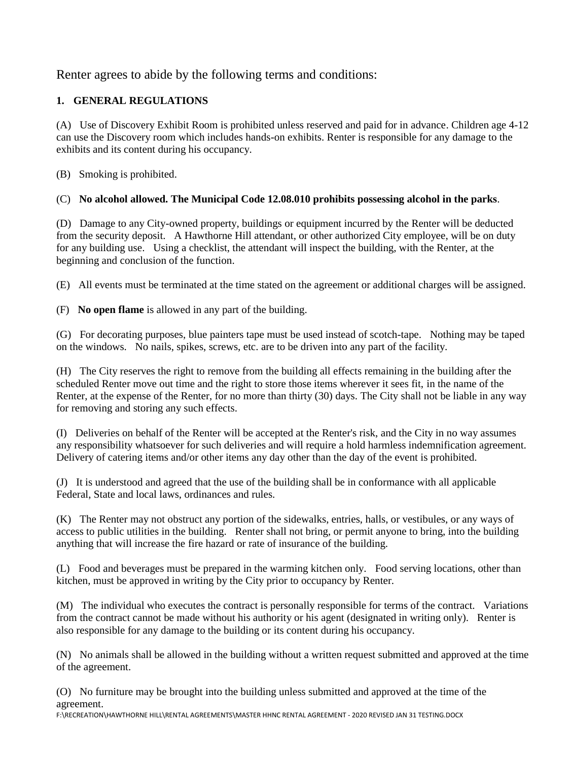Renter agrees to abide by the following terms and conditions:

## 1. GENERAL REGULATIONS

(A) Use of Discovery Exhibit Room is prohibited unless reserved and paid for in advance. Children age 4-12 can use the Discovery room which includes hands-on exhibits. Renter is responsible for any damage to the exhibits and its content during his occupancy.

(B) Smoking is prohibited.

(C) **No alcohol allowed. The Municipal Code 12.08.010 prohibits possessing alcohol in the parks**.

(D) Damage to any City-owned property, buildings or equipment incurred by the Renter will be deducted from the security deposit. A Hawthorne Hill attendant, or other authorized City employee, will be on duty for any building use. Using a checklist, the attendant will inspect the building, with the Renter, at the beginning and conclusion of the function.

(E) All events must be terminated at the time stated on the agreement or additional charges will be assigned.

(F) **No open flame** is allowed in any part of the building.

(G) For decorating purposes, blue painters tape must be used instead of scotch-tape. Nothing may be taped on the windows. No nails, spikes, screws, etc. are to be driven into any part of the facility.

(H) The City reserves the right to remove from the building all effects remaining in the building after the scheduled Renter move out time and the right to store those items wherever it sees fit, in the name of the Renter, at the expense of the Renter, for no more than thirty (30) days. The City shall not be liable in any way for removing and storing any such effects.

(I) Deliveries on behalf of the Renter will be accepted at the Renter's risk, and the City in no way assumes any responsibility whatsoever for such deliveries and will require a hold harmless indemnification agreement. Delivery of catering items and/or other items any day other than the day of the event is prohibited.

(J) It is understood and agreed that the use of the building shall be in conformance with all applicable Federal, State and local laws, ordinances and rules.

(K) The Renter may not obstruct any portion of the sidewalks, entries, halls, or vestibules, or any ways of access to public utilities in the building. Renter shall not bring, or permit anyone to bring, into the building anything that will increase the fire hazard or rate of insurance of the building.

(L) Food and beverages must be prepared in the warming kitchen only. Food serving locations, other than kitchen, must be approved in writing by the City prior to occupancy by Renter.

(M) The individual who executes the contract is personally responsible for terms of the contract. Variations from the contract cannot be made without his authority or his agent (designated in writing only). Renter is also responsible for any damage to the building or its content during his occupancy.

(N) No animals shall be allowed in the building without a written request submitted and approved at the time of the agreement.

(O) No furniture may be brought into the building unless submitted and approved at the time of the agreement.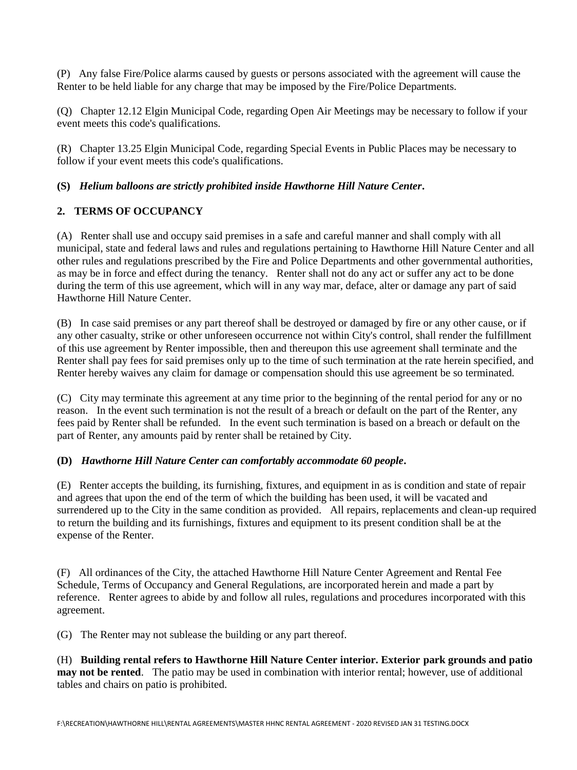(P) Any false Fire/Police alarms caused by guests or persons associated with the agreement will cause the Renter to be held liable for any charge that may be imposed by the Fire/Police Departments.

(Q) Chapter 12.12 Elgin Municipal Code, regarding Open Air Meetings may be necessary to follow if your event meets this code's qualifications.

(R) Chapter 13.25 Elgin Municipal Code, regarding Special Events in Public Places may be necessary to follow if your event meets this code's qualifications.

**(S)** ***Helium balloons are strictly prohibited inside Hawthorne Hill Nature Center*****.**

## 2. TERMS OF OCCUPANCY

(A) Renter shall use and occupy said premises in a safe and careful manner and shall comply with all municipal, state and federal laws and rules and regulations pertaining to Hawthorne Hill Nature Center and all other rules and regulations prescribed by the Fire and Police Departments and other governmental authorities, as may be in force and effect during the tenancy. Renter shall not do any act or suffer any act to be done during the term of this use agreement, which will in any way mar, deface, alter or damage any part of said Hawthorne Hill Nature Center.

(B) In case said premises or any part thereof shall be destroyed or damaged by fire or any other cause, or if any other casualty, strike or other unforeseen occurrence not within City's control, shall render the fulfillment of this use agreement by Renter impossible, then and thereupon this use agreement shall terminate and the Renter shall pay fees for said premises only up to the time of such termination at the rate herein specified, and Renter hereby waives any claim for damage or compensation should this use agreement be so terminated.

(C) City may terminate this agreement at any time prior to the beginning of the rental period for any or no reason. In the event such termination is not the result of a breach or default on the part of the Renter, any fees paid by Renter shall be refunded. In the event such termination is based on a breach or default on the part of Renter, any amounts paid by renter shall be retained by City.

**(D)** ***Hawthorne Hill Nature Center can comfortably accommodate 60 people*****.**

(E) Renter accepts the building, its furnishing, fixtures, and equipment in as is condition and state of repair and agrees that upon the end of the term of which the building has been used, it will be vacated and surrendered up to the City in the same condition as provided. All repairs, replacements and clean-up required to return the building and its furnishings, fixtures and equipment to its present condition shall be at the expense of the Renter.

(F) All ordinances of the City, the attached Hawthorne Hill Nature Center Agreement and Rental Fee Schedule, Terms of Occupancy and General Regulations, are incorporated herein and made a part by reference. Renter agrees to abide by and follow all rules, regulations and procedures incorporated with this agreement.

(G) The Renter may not sublease the building or any part thereof.

(H) **Building rental refers to Hawthorne Hill Nature Center interior. Exterior park grounds and patio may not be rented**. The patio may be used in combination with interior rental; however, use of additional tables and chairs on patio is prohibited.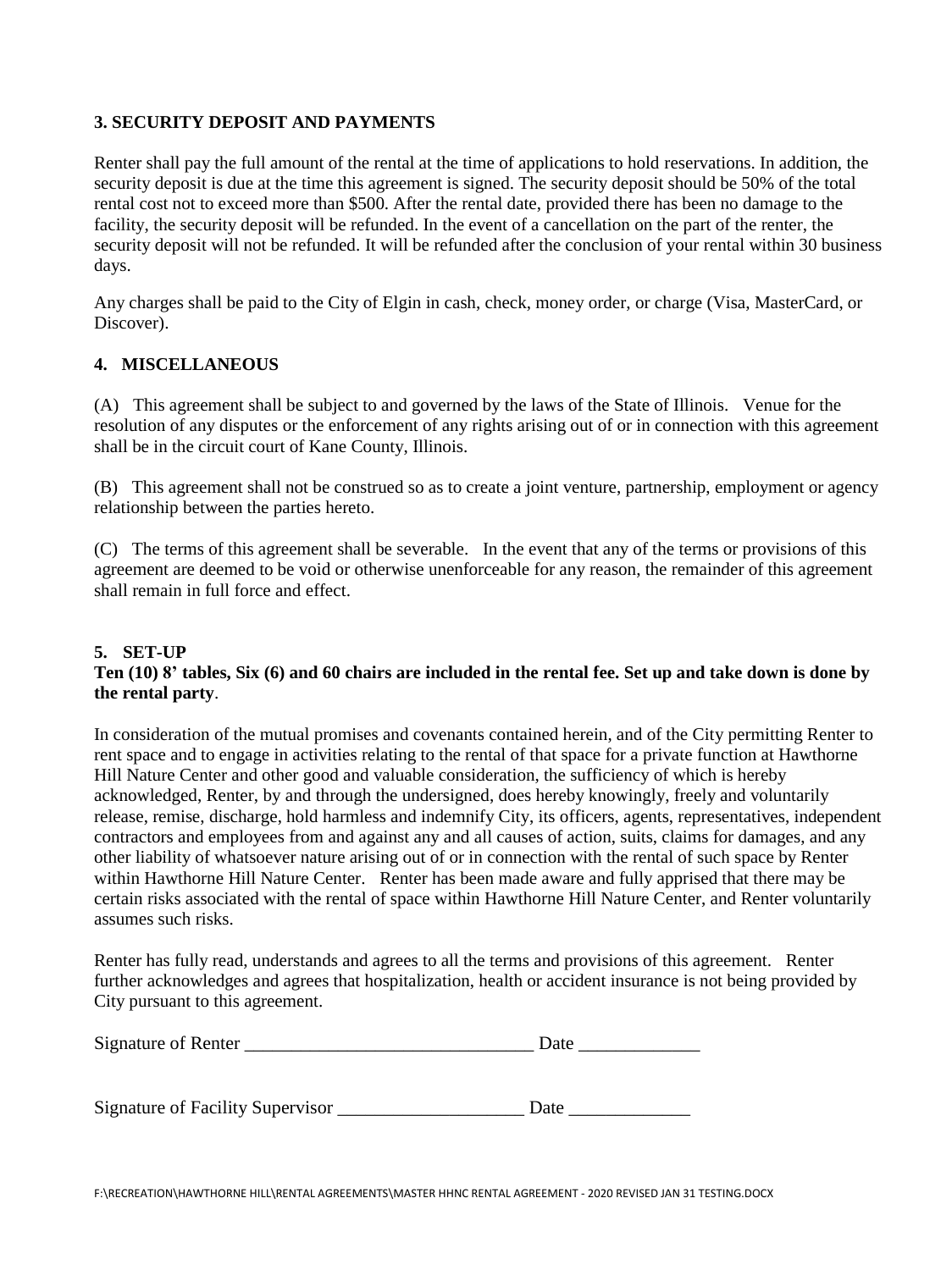## 3. SECURITY DEPOSIT AND PAYMENTS

Renter shall pay the full amount of the rental at the time of applications to hold reservations. In addition, the security deposit is due at the time this agreement is signed. The security deposit should be 50% of the total rental cost not to exceed more than $500. After the rental date, provided there has been no damage to the facility, the security deposit will be refunded. In the event of a cancellation on the part of the renter, the security deposit will not be refunded. It will be refunded after the conclusion of your rental within 30 business days.

Any charges shall be paid to the City of Elgin in cash, check, money order, or charge (Visa, MasterCard, or Discover).

## 4. MISCELLANEOUS

(A) This agreement shall be subject to and governed by the laws of the State of Illinois. Venue for the resolution of any disputes or the enforcement of any rights arising out of or in connection with this agreement shall be in the circuit court of Kane County, Illinois.

(B) This agreement shall not be construed so as to create a joint venture, partnership, employment or agency relationship between the parties hereto.

(C) The terms of this agreement shall be severable. In the event that any of the terms or provisions of this agreement are deemed to be void or otherwise unenforceable for any reason, the remainder of this agreement shall remain in full force and effect.

## 5. SET-UP

**Ten (10) 8' tables, Six (6) and 60 chairs are included in the rental fee. Set up and take down is done by the rental party**.

In consideration of the mutual promises and covenants contained herein, and of the City permitting Renter to rent space and to engage in activities relating to the rental of that space for a private function at Hawthorne Hill Nature Center and other good and valuable consideration, the sufficiency of which is hereby acknowledged, Renter, by and through the undersigned, does hereby knowingly, freely and voluntarily release, remise, discharge, hold harmless and indemnify City, its officers, agents, representatives, independent contractors and employees from and against any and all causes of action, suits, claims for damages, and any other liability of whatsoever nature arising out of or in connection with the rental of such space by Renter within Hawthorne Hill Nature Center. Renter has been made aware and fully apprised that there may be certain risks associated with the rental of space within Hawthorne Hill Nature Center, and Renter voluntarily assumes such risks.

Renter has fully read, understands and agrees to all the terms and provisions of this agreement. Renter further acknowledges and agrees that hospitalization, health or accident insurance is not being provided by City pursuant to this agreement.

Signature of Renter _______________________________ Date _____________

Signature of Facility Supervisor ____________________ Date _____________

F:\RECREATION\HAWTHORNE HILL\RENTAL AGREEMENTS\MASTER HHNC RENTAL AGREEMENT - 2020 REVISED JAN 31 TESTING.DOCX